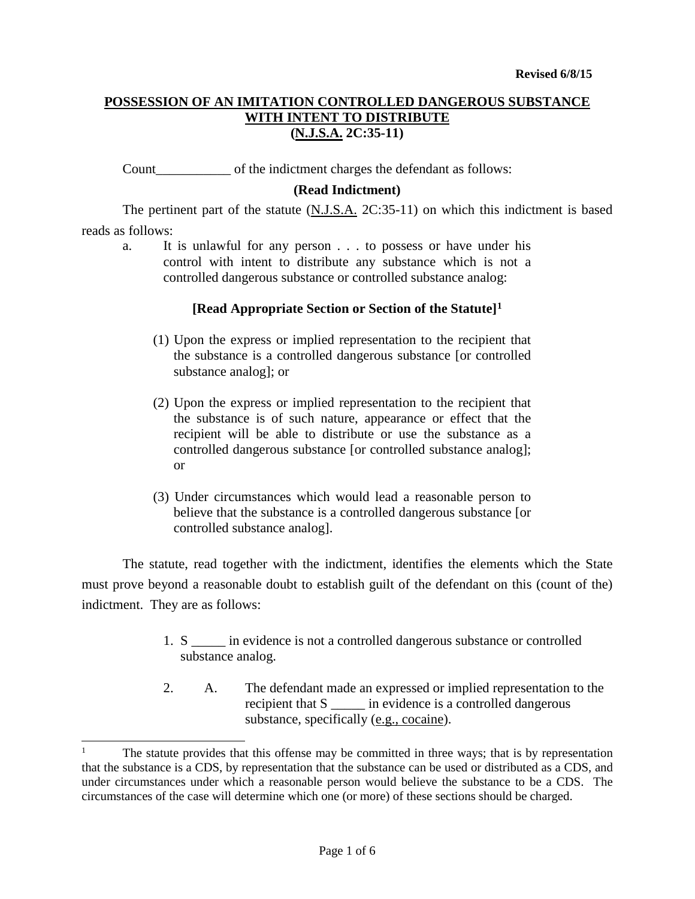Revised 6/8/15

**POSSESSION OF AN IMITATION CONTROLLED DANGEROUS SUBSTANCE WITH INTENT TO DISTRIBUTE**
**(N.J.S.A. 2C:35-11)**

Count___________ of the indictment charges the defendant as follows:

**(Read Indictment)**

The pertinent part of the statute (N.J.S.A. 2C:35-11) on which this indictment is based reads as follows:

> a. It is unlawful for any person . . . to possess or have under his control with intent to distribute any substance which is not a controlled dangerous substance or controlled substance analog:
>
> **[Read Appropriate Section or Section of the Statute][1]**
>
> (1) Upon the express or implied representation to the recipient that the substance is a controlled dangerous substance [or controlled substance analog]; or
>
> (2) Upon the express or implied representation to the recipient that the substance is of such nature, appearance or effect that the recipient will be able to distribute or use the substance as a controlled dangerous substance [or controlled substance analog]; or
>
> (3) Under circumstances which would lead a reasonable person to believe that the substance is a controlled dangerous substance [or controlled substance analog].

The statute, read together with the indictment, identifies the elements which the State must prove beyond a reasonable doubt to establish guilt of the defendant on this (count of the) indictment. They are as follows:

1. S _____ in evidence is not a controlled dangerous substance or controlled substance analog.
2. A. The defendant made an expressed or implied representation to the recipient that S _____ in evidence is a controlled dangerous substance, specifically (e.g., cocaine).

---

[1] The statute provides that this offense may be committed in three ways; that is by representation that the substance is a CDS, by representation that the substance can be used or distributed as a CDS, and under circumstances under which a reasonable person would believe the substance to be a CDS. The circumstances of the case will determine which one (or more) of these sections should be charged.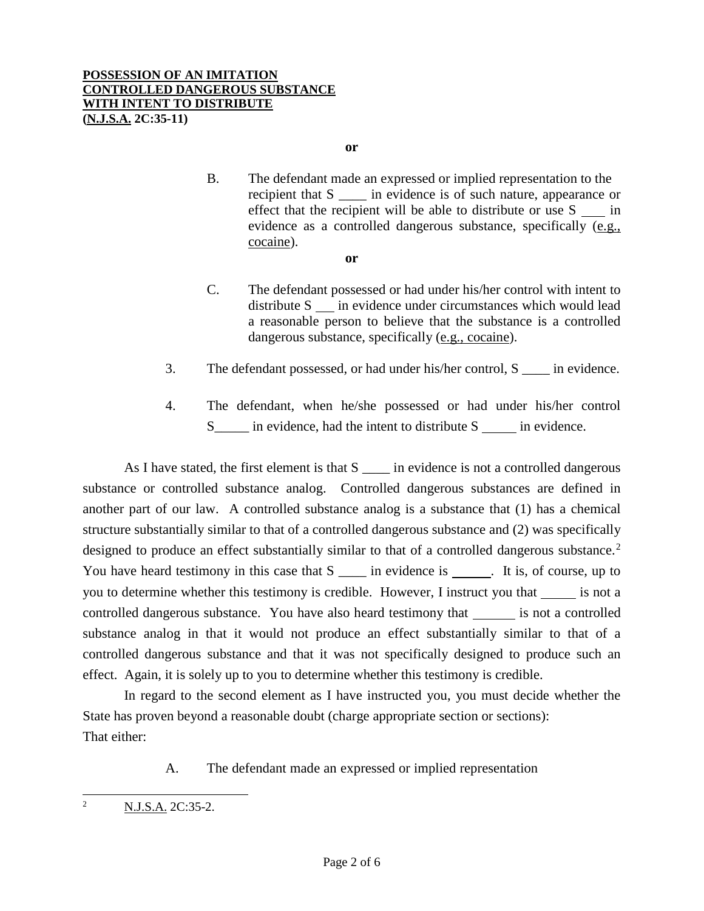**POSSESSION OF AN IMITATION CONTROLLED DANGEROUS SUBSTANCE WITH INTENT TO DISTRIBUTE (N.J.S.A. 2C:35-11)**

**or**

B. The defendant made an expressed or implied representation to the recipient that S ____ in evidence is of such nature, appearance or effect that the recipient will be able to distribute or use S ___ in evidence as a controlled dangerous substance, specifically (e.g., cocaine).

**or**

C. The defendant possessed or had under his/her control with intent to distribute S ___ in evidence under circumstances which would lead a reasonable person to believe that the substance is a controlled dangerous substance, specifically (e.g., cocaine).

3. The defendant possessed, or had under his/her control, S ____ in evidence.

4. The defendant, when he/she possessed or had under his/her control S_____ in evidence, had the intent to distribute S _____ in evidence.

As I have stated, the first element is that S ____ in evidence is not a controlled dangerous substance or controlled substance analog. Controlled dangerous substances are defined in another part of our law. A controlled substance analog is a substance that (1) has a chemical structure substantially similar to that of a controlled dangerous substance and (2) was specifically designed to produce an effect substantially similar to that of a controlled dangerous substance.[2] You have heard testimony in this case that S ____ in evidence is ______. It is, of course, up to you to determine whether this testimony is credible. However, I instruct you that _____ is not a controlled dangerous substance. You have also heard testimony that ______ is not a controlled substance analog in that it would not produce an effect substantially similar to that of a controlled dangerous substance and that it was not specifically designed to produce such an effect. Again, it is solely up to you to determine whether this testimony is credible.

In regard to the second element as I have instructed you, you must decide whether the State has proven beyond a reasonable doubt (charge appropriate section or sections):
That either:

A. The defendant made an expressed or implied representation

---

[2] N.J.S.A. 2C:35-2.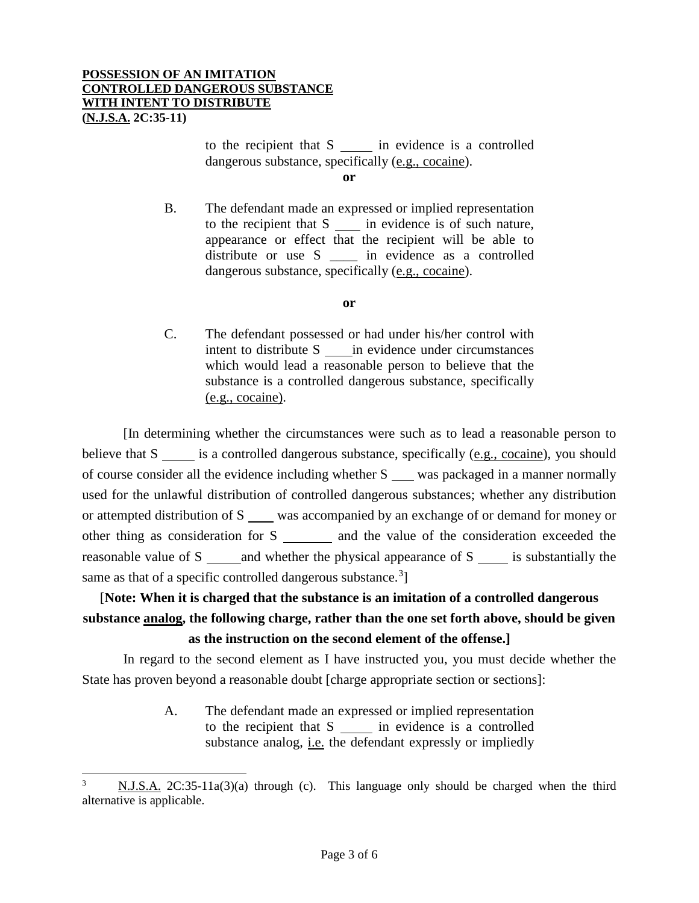to the recipient that S _____ in evidence is a controlled dangerous substance, specifically (e.g., cocaine).

**or**

B. The defendant made an expressed or implied representation to the recipient that S ____ in evidence is of such nature, appearance or effect that the recipient will be able to distribute or use S ____ in evidence as a controlled dangerous substance, specifically (e.g., cocaine).

**or**

C. The defendant possessed or had under his/her control with intent to distribute S ____ in evidence under circumstances which would lead a reasonable person to believe that the substance is a controlled dangerous substance, specifically (e.g., cocaine).

[In determining whether the circumstances were such as to lead a reasonable person to believe that S _____ is a controlled dangerous substance, specifically (e.g., cocaine), you should of course consider all the evidence including whether S ___ was packaged in a manner normally used for the unlawful distribution of controlled dangerous substances; whether any distribution or attempted distribution of S ____ was accompanied by an exchange of or demand for money or other thing as consideration for S _______ and the value of the consideration exceeded the reasonable value of S _____ and whether the physical appearance of S ____ is substantially the same as that of a specific controlled dangerous substance.[3]]

[**Note: When it is charged that the substance is an imitation of a controlled dangerous substance analog, the following charge, rather than the one set forth above, should be given as the instruction on the second element of the offense.]**

In regard to the second element as I have instructed you, you must decide whether the State has proven beyond a reasonable doubt [charge appropriate section or sections]:

A. The defendant made an expressed or implied representation to the recipient that S _____ in evidence is a controlled substance analog, i.e. the defendant expressly or impliedly

---

[3] N.J.S.A. 2C:35-11a(3)(a) through (c). This language only should be charged when the third alternative is applicable.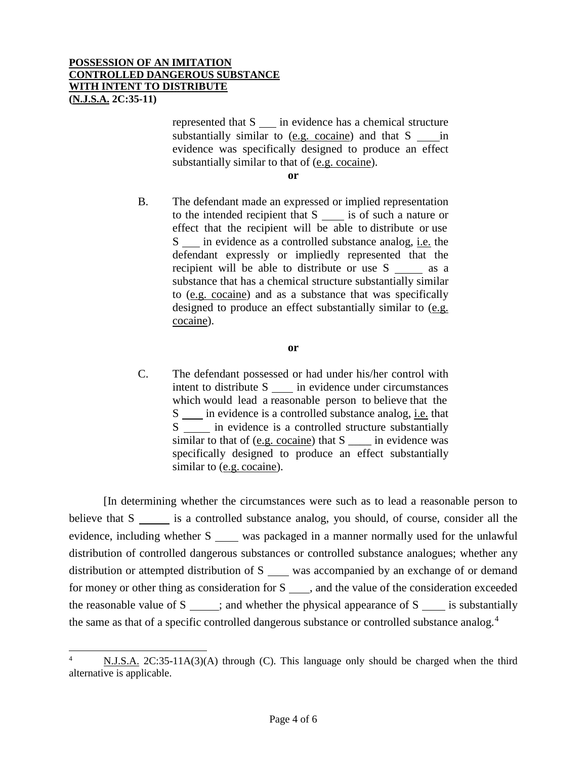represented that S ___ in evidence has a chemical structure substantially similar to (e.g. cocaine) and that S ___ in evidence was specifically designed to produce an effect substantially similar to that of (e.g. cocaine).

**or**

B. The defendant made an expressed or implied representation to the intended recipient that S ___ is of such a nature or effect that the recipient will be able to distribute or use S ___ in evidence as a controlled substance analog, i.e. the defendant expressly or impliedly represented that the recipient will be able to distribute or use S _____ as a substance that has a chemical structure substantially similar to (e.g. cocaine) and as a substance that was specifically designed to produce an effect substantially similar to (e.g. cocaine).

**or**

C. The defendant possessed or had under his/her control with intent to distribute S ___ in evidence under circumstances which would lead a reasonable person to believe that the S ___ in evidence is a controlled substance analog, i.e. that S _____ in evidence is a controlled structure substantially similar to that of (e.g. cocaine) that S ____ in evidence was specifically designed to produce an effect substantially similar to (e.g. cocaine).

[In determining whether the circumstances were such as to lead a reasonable person to believe that S _____ is a controlled substance analog, you should, of course, consider all the evidence, including whether S ____ was packaged in a manner normally used for the unlawful distribution of controlled dangerous substances or controlled substance analogues; whether any distribution or attempted distribution of S ____ was accompanied by an exchange of or demand for money or other thing as consideration for S ____, and the value of the consideration exceeded the reasonable value of S _____; and whether the physical appearance of S ____ is substantially the same as that of a specific controlled dangerous substance or controlled substance analog.[4]

---

[4] N.J.S.A. 2C:35-11A(3)(A) through (C). This language only should be charged when the third alternative is applicable.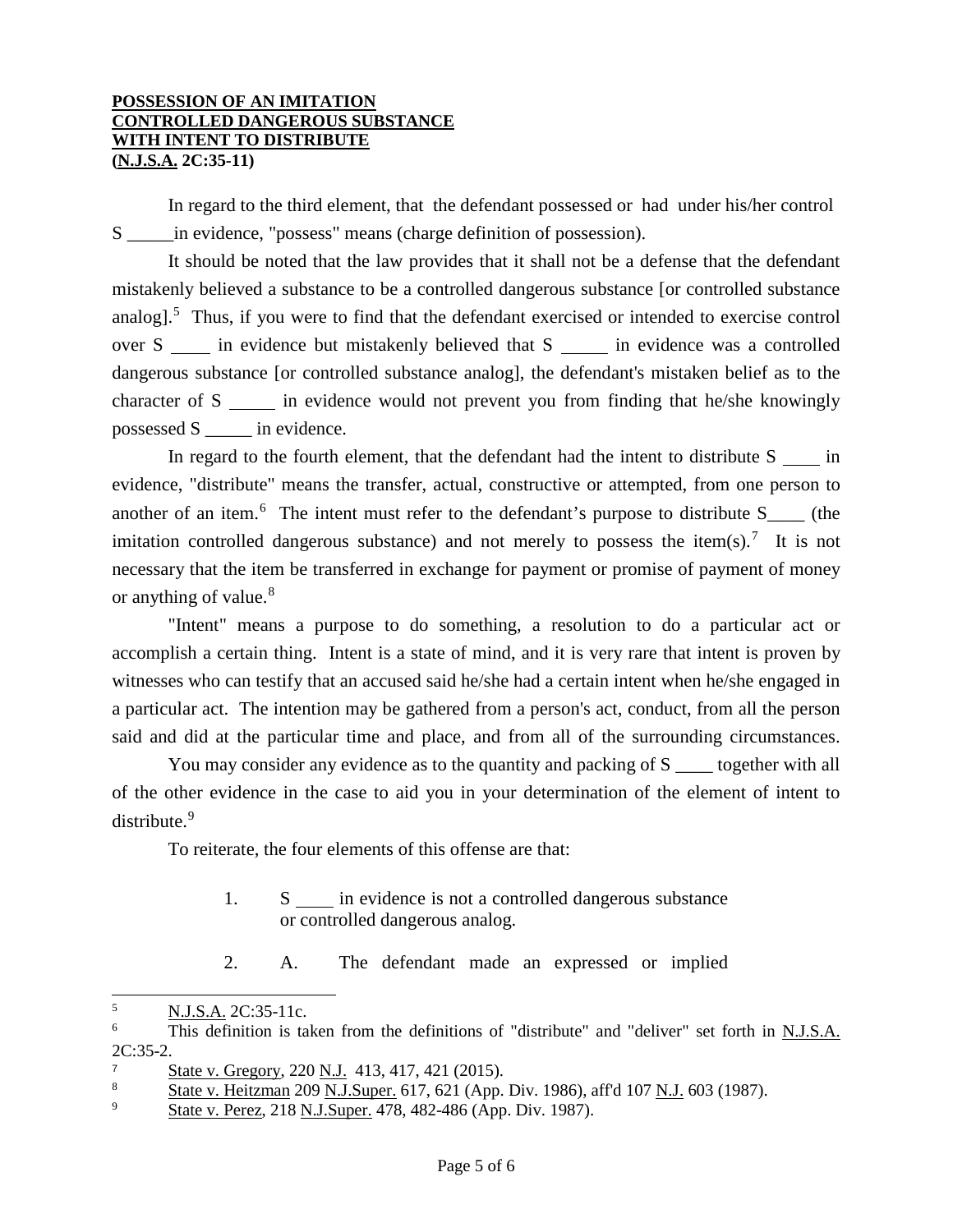**POSSESSION OF AN IMITATION**
**CONTROLLED DANGEROUS SUBSTANCE**
**WITH INTENT TO DISTRIBUTE**
**(N.J.S.A. 2C:35-11)**

In regard to the third element, that the defendant possessed or had under his/her control S _____ in evidence, "possess" means (charge definition of possession).

It should be noted that the law provides that it shall not be a defense that the defendant mistakenly believed a substance to be a controlled dangerous substance [or controlled substance analog].[5] Thus, if you were to find that the defendant exercised or intended to exercise control over S ____ in evidence but mistakenly believed that S _____ in evidence was a controlled dangerous substance [or controlled substance analog], the defendant's mistaken belief as to the character of S _____ in evidence would not prevent you from finding that he/she knowingly possessed S _____ in evidence.

In regard to the fourth element, that the defendant had the intent to distribute S ____ in evidence, "distribute" means the transfer, actual, constructive or attempted, from one person to another of an item.[6] The intent must refer to the defendant's purpose to distribute S____ (the imitation controlled dangerous substance) and not merely to possess the item(s).[7] It is not necessary that the item be transferred in exchange for payment or promise of payment of money or anything of value.[8]

"Intent" means a purpose to do something, a resolution to do a particular act or accomplish a certain thing. Intent is a state of mind, and it is very rare that intent is proven by witnesses who can testify that an accused said he/she had a certain intent when he/she engaged in a particular act. The intention may be gathered from a person's act, conduct, from all the person said and did at the particular time and place, and from all of the surrounding circumstances.

You may consider any evidence as to the quantity and packing of S ____ together with all of the other evidence in the case to aid you in your determination of the element of intent to distribute.[9]

To reiterate, the four elements of this offense are that:

1. S ____ in evidence is not a controlled dangerous substance or controlled dangerous analog.

2. A. The defendant made an expressed or implied

---

5 N.J.S.A. 2C:35-11c.

6 This definition is taken from the definitions of "distribute" and "deliver" set forth in N.J.S.A. 2C:35-2.

7 State v. Gregory, 220 N.J. 413, 417, 421 (2015).

8 State v. Heitzman 209 N.J.Super. 617, 621 (App. Div. 1986), aff'd 107 N.J. 603 (1987).

9 State v. Perez, 218 N.J.Super. 478, 482-486 (App. Div. 1987).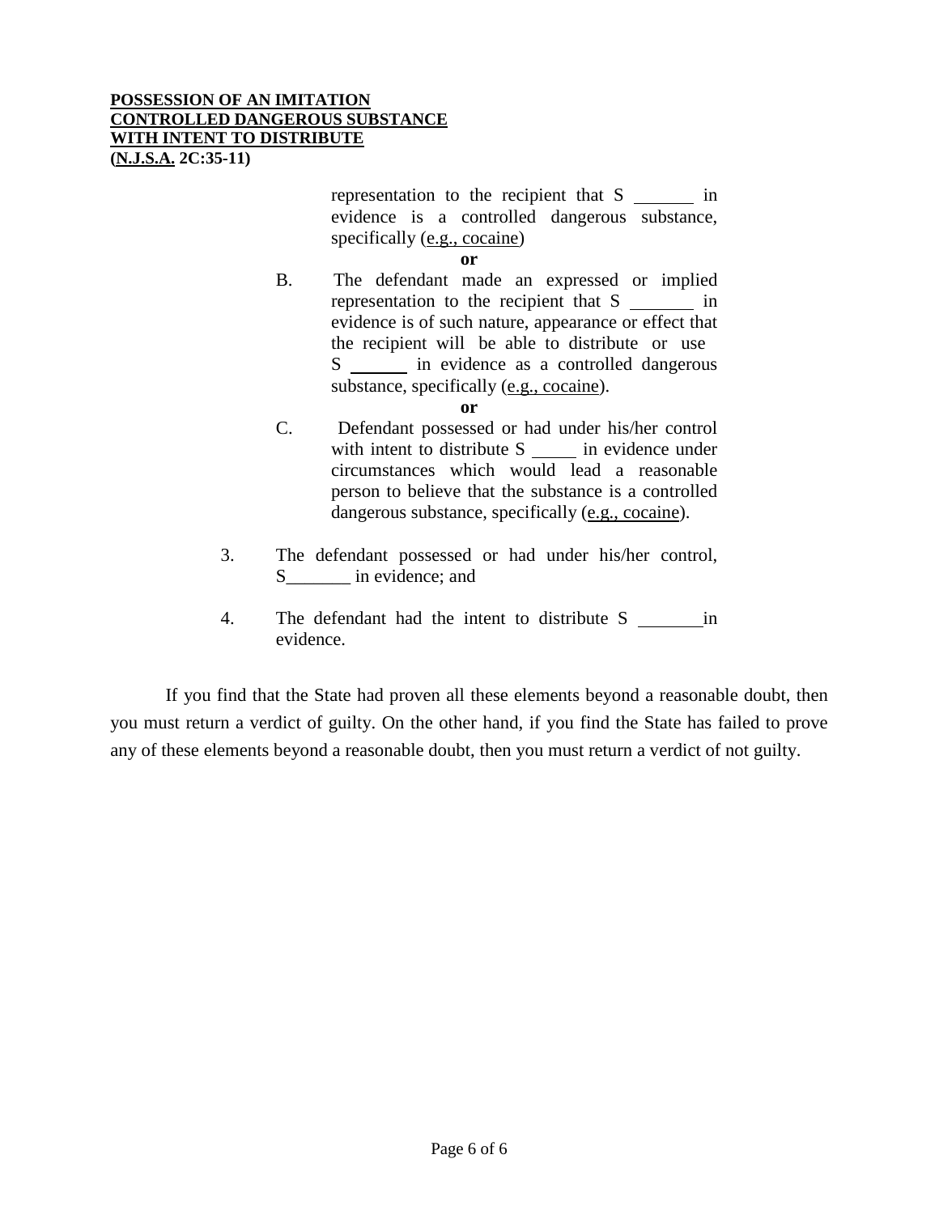representation to the recipient that S \_\_\_\_\_\_\_ in evidence is a controlled dangerous substance, specifically (e.g., cocaine)

**or**

B. The defendant made an expressed or implied representation to the recipient that S \_\_\_\_\_\_\_ in evidence is of such nature, appearance or effect that the recipient will be able to distribute or use S \_\_\_\_\_\_\_ in evidence as a controlled dangerous substance, specifically (e.g., cocaine).

**or**

C. Defendant possessed or had under his/her control with intent to distribute S \_\_\_\_\_ in evidence under circumstances which would lead a reasonable person to believe that the substance is a controlled dangerous substance, specifically (e.g., cocaine).

3. The defendant possessed or had under his/her control, S\_\_\_\_\_\_\_ in evidence; and

4. The defendant had the intent to distribute S \_\_\_\_\_\_\_ in evidence.

If you find that the State had proven all these elements beyond a reasonable doubt, then you must return a verdict of guilty. On the other hand, if you find the State has failed to prove any of these elements beyond a reasonable doubt, then you must return a verdict of not guilty.